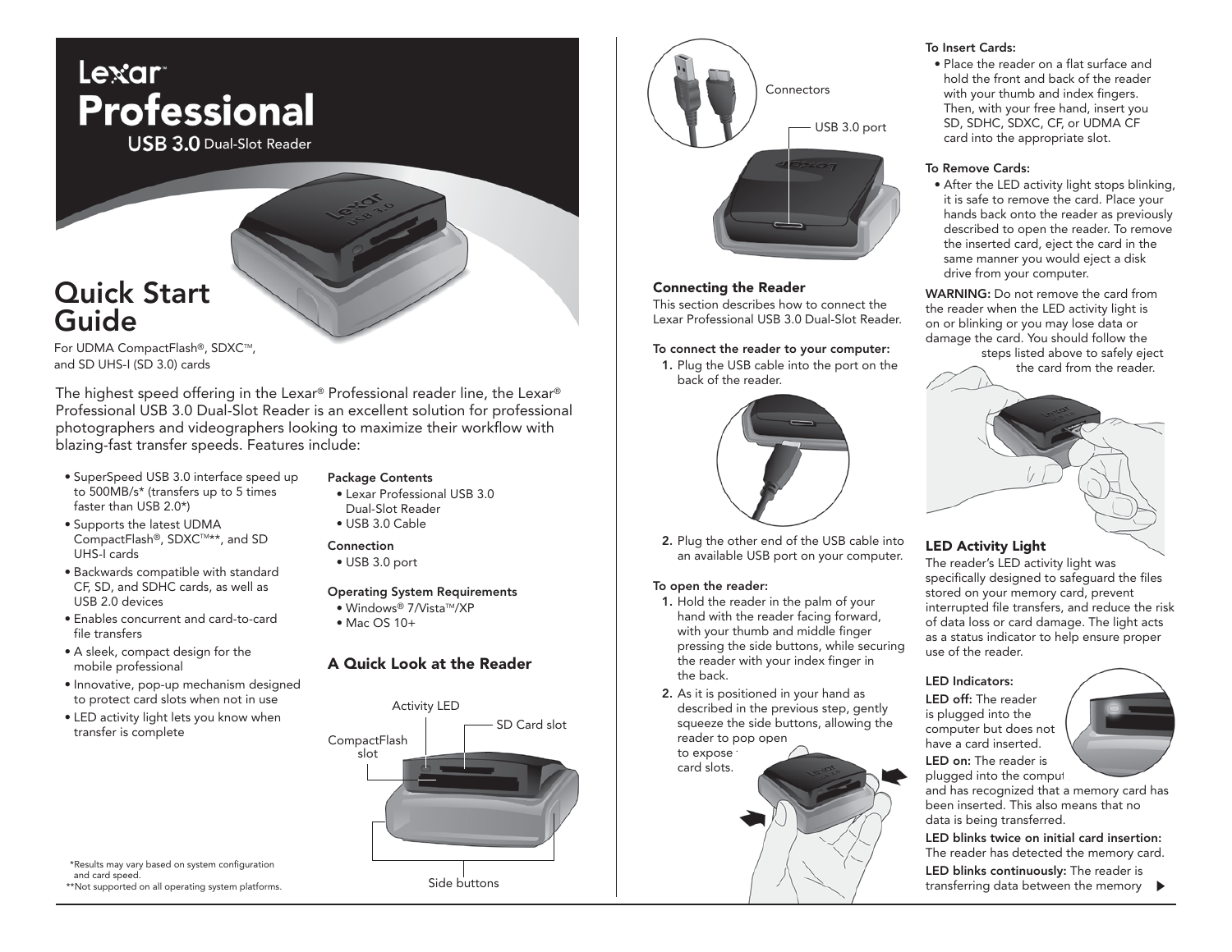# Lexar Professional

## USB 3.0 Dual-Slot Reader

# Quick Start Guide

For UDMA CompactFlash®, SDXC™, and SD UHS-I (SD 3.0) cards

The highest speed offering in the Lexar® Professional reader line, the Lexar® Professional USB 3.0 Dual-Slot Reader is an excellent solution for professional photographers and videographers looking to maximize their workflow with blazing-fast transfer speeds. Features include:

- SuperSpeed USB 3.0 interface speed up to 500MB/s* (transfers up to 5 times faster than USB 2.0*)
- Supports the latest UDMA CompactFlash®, SDXC™**, and SD UHS-I cards
- Backwards compatible with standard CF, SD, and SDHC cards, as well as USB 2.0 devices
- Enables concurrent and card-to-card file transfers
- A sleek, compact design for the mobile professional
- Innovative, pop-up mechanism designed to protect card slots when not in use
- LED activity light lets you know when transfer is complete

**Package Contents**

- Lexar Professional USB 3.0 Dual-Slot Reader
- USB 3.0 Cable

**Connection**

- USB 3.0 port

**Operating System Requirements**

- Windows® 7/Vista™/XP
- Mac OS 10+

## A Quick Look at the Reader

Activity LED

SD Card slot

CompactFlash slot

Side buttons

*Results may vary based on system configuration and card speed.
**Not supported on all operating system platforms.

Connectors

USB 3.0 port

### Connecting the Reader

This section describes how to connect the Lexar Professional USB 3.0 Dual-Slot Reader.

**To connect the reader to your computer:**

1. Plug the USB cable into the port on the back of the reader.
2. Plug the other end of the USB cable into an available USB port on your computer.

**To open the reader:**

1. Hold the reader in the palm of your hand with the reader facing forward, with your thumb and middle finger pressing the side buttons, while securing the reader with your index finger in the back.
2. As it is positioned in your hand as described in the previous step, gently squeeze the side buttons, allowing the reader to pop open to expose the card slots.

**To Insert Cards:**

- Place the reader on a flat surface and hold the front and back of the reader with your thumb and index fingers. Then, with your free hand, insert you SD, SDHC, SDXC, CF, or UDMA CF card into the appropriate slot.

**To Remove Cards:**

- After the LED activity light stops blinking, it is safe to remove the card. Place your hands back onto the reader as previously described to open the reader. To remove the inserted card, eject the card in the same manner you would eject a disk drive from your computer.

**WARNING:** Do not remove the card from the reader when the LED activity light is on or blinking or you may lose data or damage the card. You should follow the steps listed above to safely eject the card from the reader.

### LED Activity Light

The reader's LED activity light was specifically designed to safeguard the files stored on your memory card, prevent interrupted file transfers, and reduce the risk of data loss or card damage. The light acts as a status indicator to help ensure proper use of the reader.

**LED Indicators:**

**LED off:** The reader is plugged into the computer but does not have a card inserted.

**LED on:** The reader is plugged into the computer and has recognized that a memory card has been inserted. This also means that no data is being transferred.

**LED blinks twice on initial card insertion:** The reader has detected the memory card.

**LED blinks continuously:** The reader is transferring data between the memory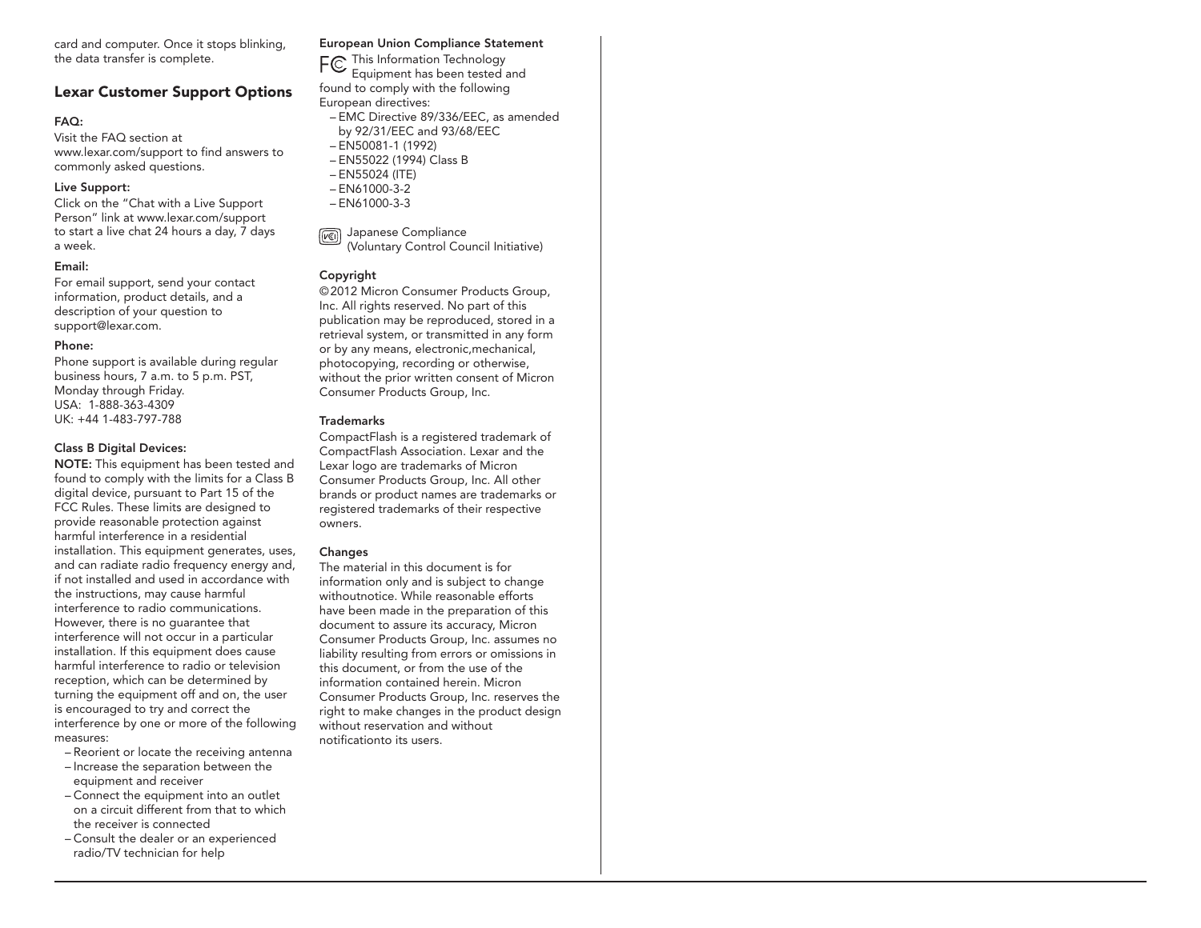card and computer. Once it stops blinking, the data transfer is complete.

## Lexar Customer Support Options

**FAQ:**

Visit the FAQ section at www.lexar.com/support to find answers to commonly asked questions.

**Live Support:**

Click on the "Chat with a Live Support Person" link at www.lexar.com/support to start a live chat 24 hours a day, 7 days a week.

**Email:**

For email support, send your contact information, product details, and a description of your question to support@lexar.com.

**Phone:**

Phone support is available during regular business hours, 7 a.m. to 5 p.m. PST, Monday through Friday.
USA: 1-888-363-4309
UK: +44 1-483-797-788

**Class B Digital Devices:**

**NOTE:** This equipment has been tested and found to comply with the limits for a Class B digital device, pursuant to Part 15 of the FCC Rules. These limits are designed to provide reasonable protection against harmful interference in a residential installation. This equipment generates, uses, and can radiate radio frequency energy and, if not installed and used in accordance with the instructions, may cause harmful interference to radio communications. However, there is no guarantee that interference will not occur in a particular installation. If this equipment does cause harmful interference to radio or television reception, which can be determined by turning the equipment off and on, the user is encouraged to try and correct the interference by one or more of the following measures:

- Reorient or locate the receiving antenna
- Increase the separation between the equipment and receiver
- Connect the equipment into an outlet on a circuit different from that to which the receiver is connected
- Consult the dealer or an experienced radio/TV technician for help

**European Union Compliance Statement**

FC This Information Technology Equipment has been tested and found to comply with the following European directives:

- EMC Directive 89/336/EEC, as amended by 92/31/EEC and 93/68/EEC
- EN50081-1 (1992)
- EN55022 (1994) Class B
- EN55024 (ITE)
- EN61000-3-2
- EN61000-3-3

VCI Japanese Compliance (Voluntary Control Council Initiative)

**Copyright**

©2012 Micron Consumer Products Group, Inc. All rights reserved. No part of this publication may be reproduced, stored in a retrieval system, or transmitted in any form or by any means, electronic,mechanical, photocopying, recording or otherwise, without the prior written consent of Micron Consumer Products Group, Inc.

**Trademarks**

CompactFlash is a registered trademark of CompactFlash Association. Lexar and the Lexar logo are trademarks of Micron Consumer Products Group, Inc. All other brands or product names are trademarks or registered trademarks of their respective owners.

**Changes**

The material in this document is for information only and is subject to change withoutnotice. While reasonable efforts have been made in the preparation of this document to assure its accuracy, Micron Consumer Products Group, Inc. assumes no liability resulting from errors or omissions in this document, or from the use of the information contained herein. Micron Consumer Products Group, Inc. reserves the right to make changes in the product design without reservation and without notificationto its users.